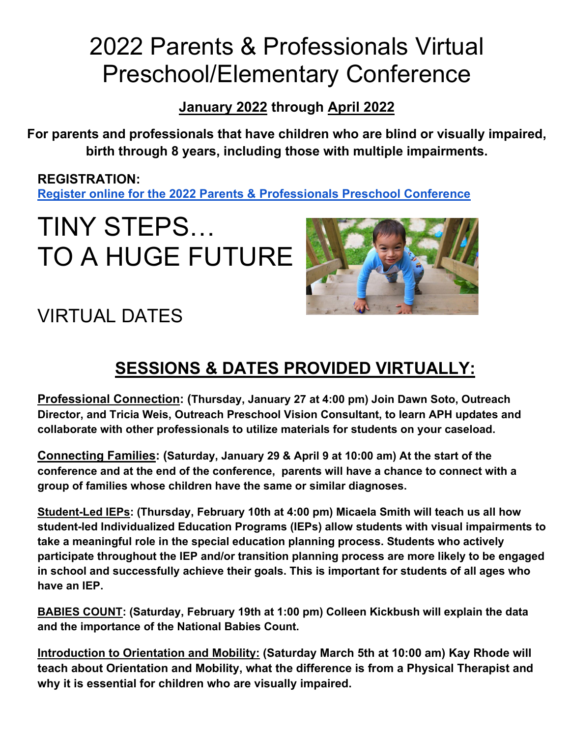# 2022 Parents & Professionals Virtual Preschool/Elementary Conference

**January 2022 through April 2022**

**For parents and professionals that have children who are blind or visually impaired, birth through 8 years, including those with multiple impairments.**

**REGISTRATION:**
Register online for the 2022 Parents & Professionals Preschool Conference

# TINY STEPS… TO A HUGE FUTURE

## VIRTUAL DATES

## SESSIONS & DATES PROVIDED VIRTUALLY:

**Professional Connection: (Thursday, January 27 at 4:00 pm) Join Dawn Soto, Outreach Director, and Tricia Weis, Outreach Preschool Vision Consultant, to learn APH updates and collaborate with other professionals to utilize materials for students on your caseload.**

**Connecting Families: (Saturday, January 29 & April 9 at 10:00 am) At the start of the conference and at the end of the conference, parents will have a chance to connect with a group of families whose children have the same or similar diagnoses.**

**Student-Led IEPs: (Thursday, February 10th at 4:00 pm) Micaela Smith will teach us all how student-led Individualized Education Programs (IEPs) allow students with visual impairments to take a meaningful role in the special education planning process. Students who actively participate throughout the IEP and/or transition planning process are more likely to be engaged in school and successfully achieve their goals. This is important for students of all ages who have an IEP.**

**BABIES COUNT: (Saturday, February 19th at 1:00 pm) Colleen Kickbush will explain the data and the importance of the National Babies Count.**

**Introduction to Orientation and Mobility: (Saturday March 5th at 10:00 am) Kay Rhode will teach about Orientation and Mobility, what the difference is from a Physical Therapist and why it is essential for children who are visually impaired.**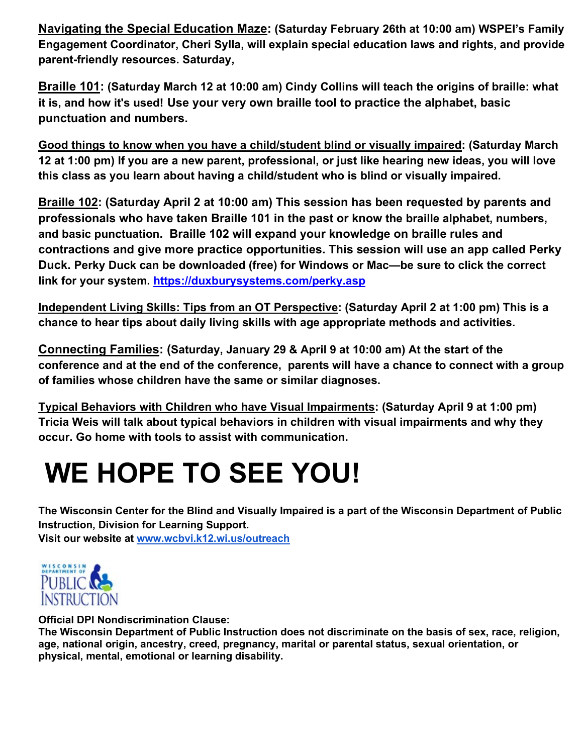**Navigating the Special Education Maze: (Saturday February 26th at 10:00 am) WSPEI's Family Engagement Coordinator, Cheri Sylla, will explain special education laws and rights, and provide parent-friendly resources. Saturday,**

**Braille 101: (Saturday March 12 at 10:00 am) Cindy Collins will teach the origins of braille: what it is, and how it's used! Use your very own braille tool to practice the alphabet, basic punctuation and numbers.**

**Good things to know when you have a child/student blind or visually impaired: (Saturday March 12 at 1:00 pm) If you are a new parent, professional, or just like hearing new ideas, you will love this class as you learn about having a child/student who is blind or visually impaired.**

**Braille 102: (Saturday April 2 at 10:00 am) This session has been requested by parents and professionals who have taken Braille 101 in the past or know the braille alphabet, numbers, and basic punctuation. Braille 102 will expand your knowledge on braille rules and contractions and give more practice opportunities. This session will use an app called Perky Duck. Perky Duck can be downloaded (free) for Windows or Mac—be sure to click the correct link for your system. https://duxburysystems.com/perky.asp**

**Independent Living Skills: Tips from an OT Perspective: (Saturday April 2 at 1:00 pm) This is a chance to hear tips about daily living skills with age appropriate methods and activities.**

**Connecting Families: (Saturday, January 29 & April 9 at 10:00 am) At the start of the conference and at the end of the conference, parents will have a chance to connect with a group of families whose children have the same or similar diagnoses.**

**Typical Behaviors with Children who have Visual Impairments: (Saturday April 9 at 1:00 pm) Tricia Weis will talk about typical behaviors in children with visual impairments and why they occur. Go home with tools to assist with communication.**

# WE HOPE TO SEE YOU!

**The Wisconsin Center for the Blind and Visually Impaired is a part of the Wisconsin Department of Public Instruction, Division for Learning Support.**
**Visit our website at www.wcbvi.k12.wi.us/outreach**

WISCONSIN DEPARTMENT OF PUBLIC INSTRUCTION

**Official DPI Nondiscrimination Clause:**
**The Wisconsin Department of Public Instruction does not discriminate on the basis of sex, race, religion, age, national origin, ancestry, creed, pregnancy, marital or parental status, sexual orientation, or physical, mental, emotional or learning disability.**